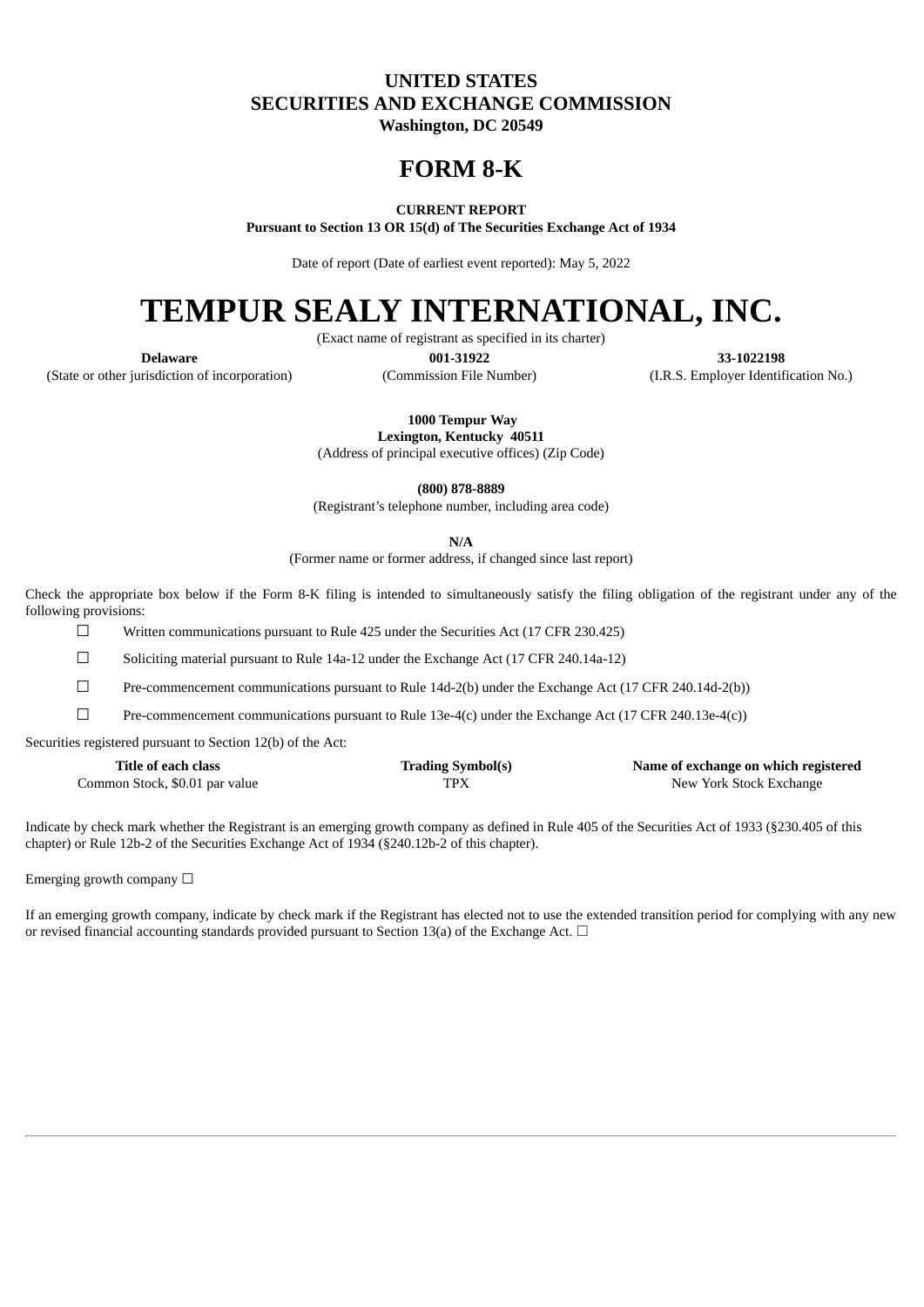**UNITED STATES**
**SECURITIES AND EXCHANGE COMMISSION**
**Washington, DC 20549**

# FORM 8-K

**CURRENT REPORT**
**Pursuant to Section 13 OR 15(d) of The Securities Exchange Act of 1934**

Date of report (Date of earliest event reported): May 5, 2022

# TEMPUR SEALY INTERNATIONAL, INC.

(Exact name of registrant as specified in its charter)

| **Delaware** | **001-31922** | **33-1022198** |
|---|---|---|
| (State or other jurisdiction of incorporation) | (Commission File Number) | (I.R.S. Employer Identification No.) |

**1000 Tempur Way**
**Lexington, Kentucky 40511**
(Address of principal executive offices) (Zip Code)

**(800) 878-8889**
(Registrant's telephone number, including area code)

**N/A**
(Former name or former address, if changed since last report)

Check the appropriate box below if the Form 8-K filing is intended to simultaneously satisfy the filing obligation of the registrant under any of the following provisions:

☐ Written communications pursuant to Rule 425 under the Securities Act (17 CFR 230.425)

☐ Soliciting material pursuant to Rule 14a-12 under the Exchange Act (17 CFR 240.14a-12)

☐ Pre-commencement communications pursuant to Rule 14d-2(b) under the Exchange Act (17 CFR 240.14d-2(b))

☐ Pre-commencement communications pursuant to Rule 13e-4(c) under the Exchange Act (17 CFR 240.13e-4(c))

Securities registered pursuant to Section 12(b) of the Act:

| **Title of each class** | **Trading Symbol(s)** | **Name of exchange on which registered** |
|---|---|---|
| Common Stock, $0.01 par value | TPX | New York Stock Exchange |

Indicate by check mark whether the Registrant is an emerging growth company as defined in Rule 405 of the Securities Act of 1933 (§230.405 of this chapter) or Rule 12b-2 of the Securities Exchange Act of 1934 (§240.12b-2 of this chapter).

Emerging growth company ☐

If an emerging growth company, indicate by check mark if the Registrant has elected not to use the extended transition period for complying with any new or revised financial accounting standards provided pursuant to Section 13(a) of the Exchange Act. ☐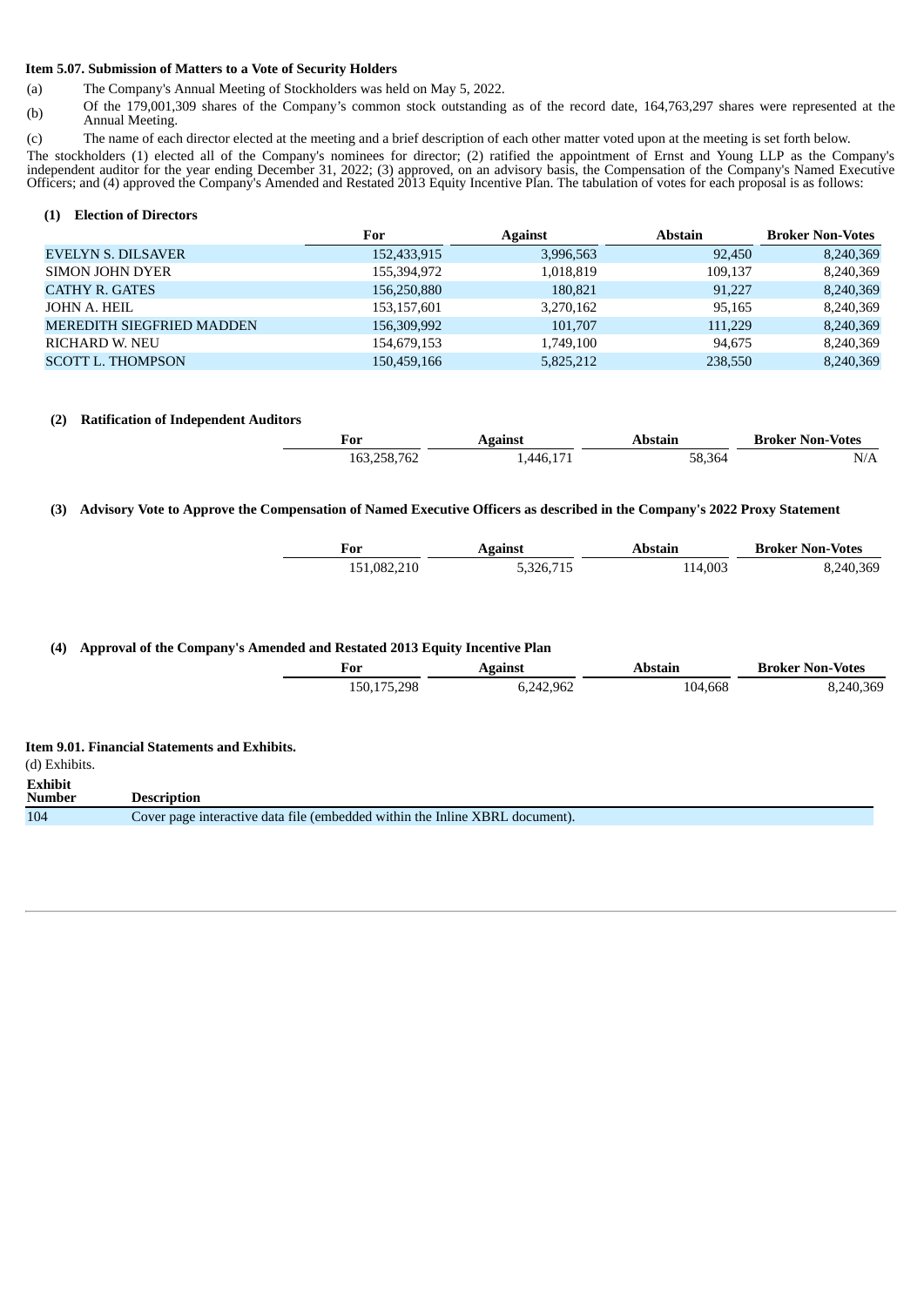**Item 5.07. Submission of Matters to a Vote of Security Holders**

(a) The Company's Annual Meeting of Stockholders was held on May 5, 2022.

(b) Of the 179,001,309 shares of the Company's common stock outstanding as of the record date, 164,763,297 shares were represented at the Annual Meeting.

(c) The name of each director elected at the meeting and a brief description of each other matter voted upon at the meeting is set forth below.

The stockholders (1) elected all of the Company's nominees for director; (2) ratified the appointment of Ernst and Young LLP as the Company's independent auditor for the year ending December 31, 2022; (3) approved, on an advisory basis, the Compensation of the Company's Named Executive Officers; and (4) approved the Company's Amended and Restated 2013 Equity Incentive Plan. The tabulation of votes for each proposal is as follows:

**(1) Election of Directors**

| | For | Against | Abstain | Broker Non-Votes |
|---|---|---|---|---|
| EVELYN S. DILSAVER | 152,433,915 | 3,996,563 | 92,450 | 8,240,369 |
| SIMON JOHN DYER | 155,394,972 | 1,018,819 | 109,137 | 8,240,369 |
| CATHY R. GATES | 156,250,880 | 180,821 | 91,227 | 8,240,369 |
| JOHN A. HEIL | 153,157,601 | 3,270,162 | 95,165 | 8,240,369 |
| MEREDITH SIEGFRIED MADDEN | 156,309,992 | 101,707 | 111,229 | 8,240,369 |
| RICHARD W. NEU | 154,679,153 | 1,749,100 | 94,675 | 8,240,369 |
| SCOTT L. THOMPSON | 150,459,166 | 5,825,212 | 238,550 | 8,240,369 |

**(2) Ratification of Independent Auditors**

| For | Against | Abstain | Broker Non-Votes |
|---|---|---|---|
| 163,258,762 | 1,446,171 | 58,364 | N/A |

**(3) Advisory Vote to Approve the Compensation of Named Executive Officers as described in the Company's 2022 Proxy Statement**

| For | Against | Abstain | Broker Non-Votes |
|---|---|---|---|
| 151,082,210 | 5,326,715 | 114,003 | 8,240,369 |

**(4) Approval of the Company's Amended and Restated 2013 Equity Incentive Plan**

| For | Against | Abstain | Broker Non-Votes |
|---|---|---|---|
| 150,175,298 | 6,242,962 | 104,668 | 8,240,369 |

**Item 9.01. Financial Statements and Exhibits.**

(d) Exhibits.

| Exhibit Number | Description |
|---|---|
| 104 | Cover page interactive data file (embedded within the Inline XBRL document). |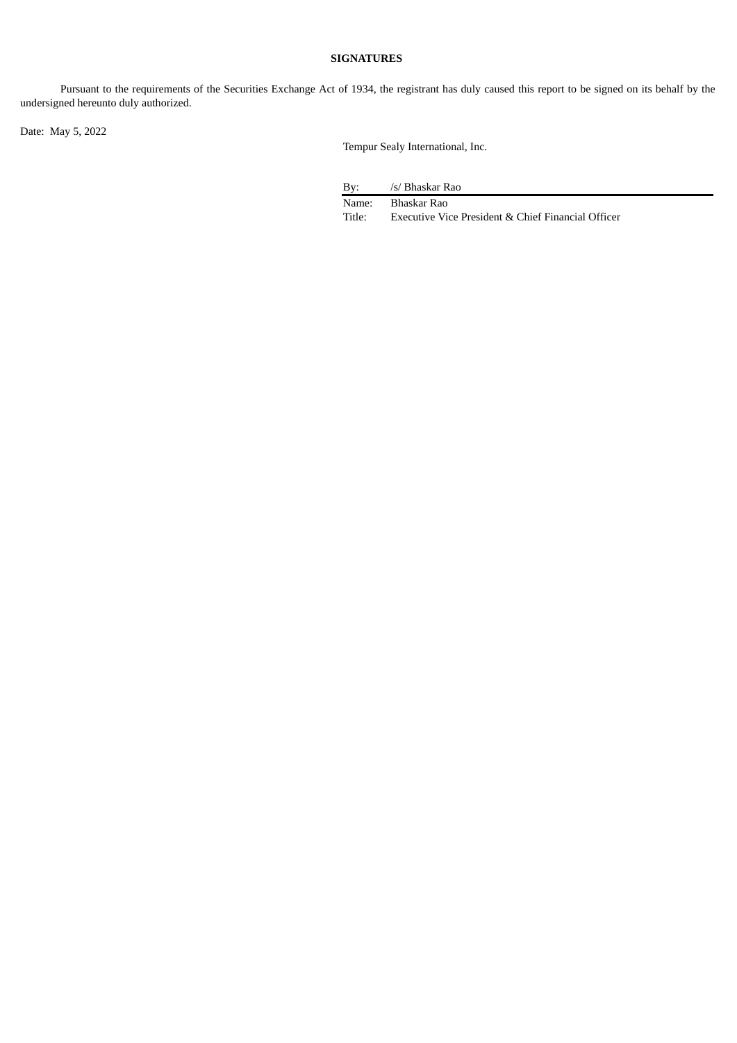**SIGNATURES**

Pursuant to the requirements of the Securities Exchange Act of 1934, the registrant has duly caused this report to be signed on its behalf by the undersigned hereunto duly authorized.

Date: May 5, 2022

Tempur Sealy International, Inc.

| | |
|---|---|
| By: | /s/ Bhaskar Rao |
| Name: | Bhaskar Rao |
| Title: | Executive Vice President & Chief Financial Officer |